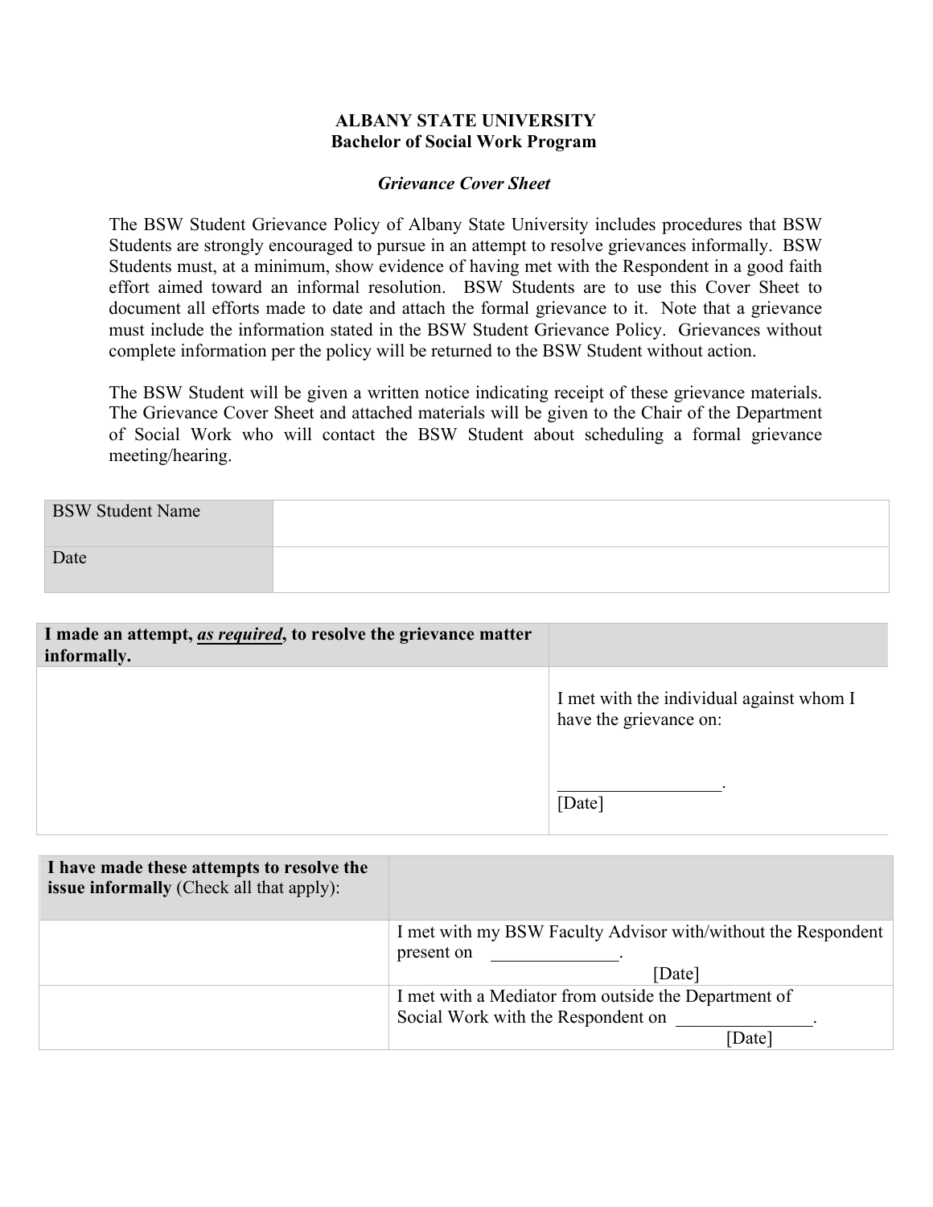**ALBANY STATE UNIVERSITY**
**Bachelor of Social Work Program**

***Grievance Cover Sheet***

The BSW Student Grievance Policy of Albany State University includes procedures that BSW Students are strongly encouraged to pursue in an attempt to resolve grievances informally. BSW Students must, at a minimum, show evidence of having met with the Respondent in a good faith effort aimed toward an informal resolution. BSW Students are to use this Cover Sheet to document all efforts made to date and attach the formal grievance to it. Note that a grievance must include the information stated in the BSW Student Grievance Policy. Grievances without complete information per the policy will be returned to the BSW Student without action.

The BSW Student will be given a written notice indicating receipt of these grievance materials. The Grievance Cover Sheet and attached materials will be given to the Chair of the Department of Social Work who will contact the BSW Student about scheduling a formal grievance meeting/hearing.

| BSW Student Name | |
|---|---|
| Date | |

| **I made an attempt, *as required*, to resolve the grievance matter informally.** | |
|---|---|
| | I met with the individual against whom I have the grievance on: __________________. [Date] |

| **I have made these attempts to resolve the issue informally** (Check all that apply): | |
|---|---|
| | I met with my BSW Faculty Advisor with/without the Respondent present on ______________. [Date] |
| | I met with a Mediator from outside the Department of Social Work with the Respondent on _______________. [Date] |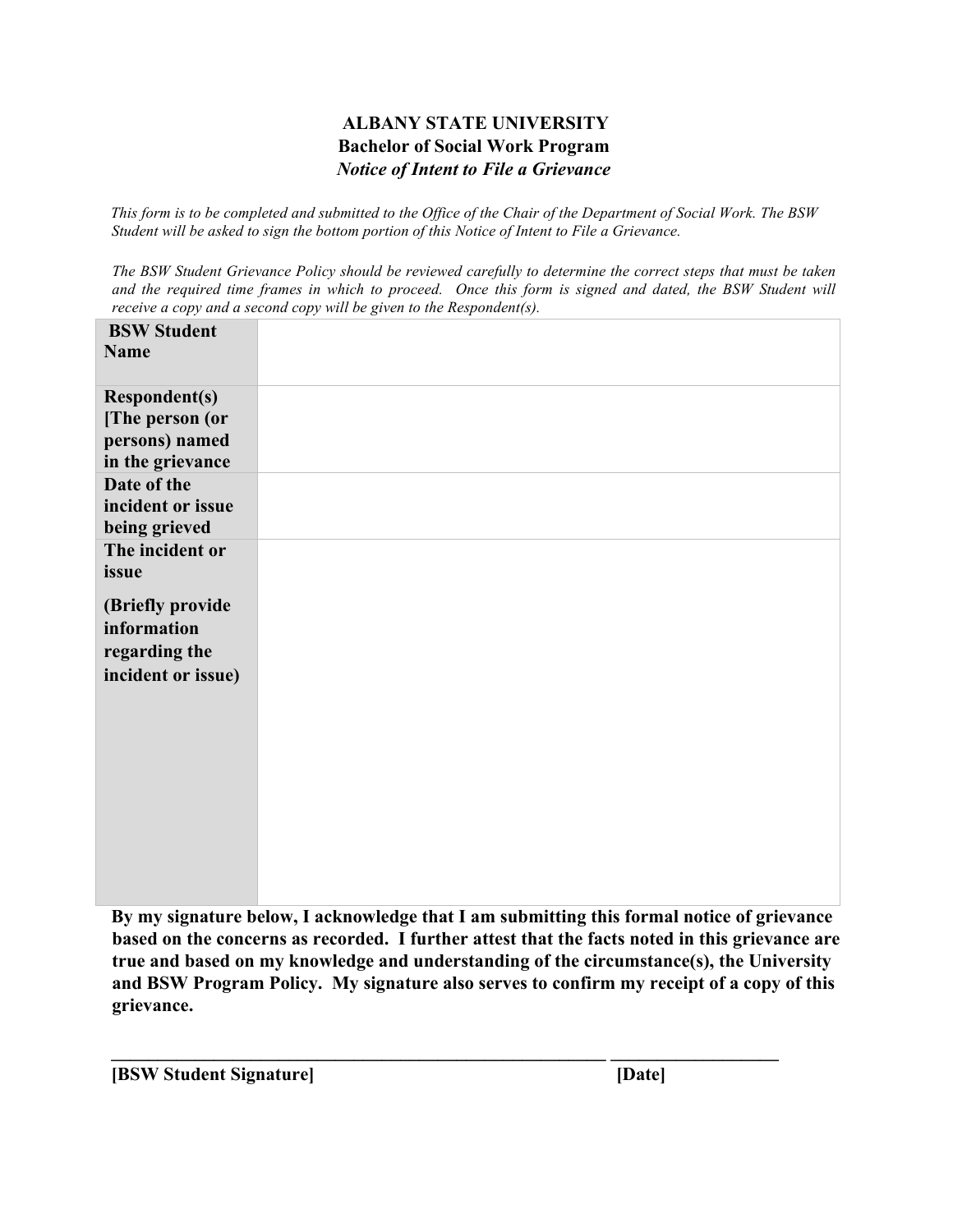**ALBANY STATE UNIVERSITY**
**Bachelor of Social Work Program**
***Notice of Intent to File a Grievance***

*This form is to be completed and submitted to the Office of the Chair of the Department of Social Work. The BSW Student will be asked to sign the bottom portion of this Notice of Intent to File a Grievance.*

*The BSW Student Grievance Policy should be reviewed carefully to determine the correct steps that must be taken and the required time frames in which to proceed. Once this form is signed and dated, the BSW Student will receive a copy and a second copy will be given to the Respondent(s).*

| | |
|---|---|
| **BSW Student Name** | |
| **Respondent(s) [The person (or persons) named in the grievance** | |
| **Date of the incident or issue being grieved** | |
| **The incident or issue (Briefly provide information regarding the incident or issue)** | |

**By my signature below, I acknowledge that I am submitting this formal notice of grievance based on the concerns as recorded. I further attest that the facts noted in this grievance are true and based on my knowledge and understanding of the circumstance(s), the University and BSW Program Policy. My signature also serves to confirm my receipt of a copy of this grievance.**

_______________________________________________ __________________

**[BSW Student Signature]** **[Date]**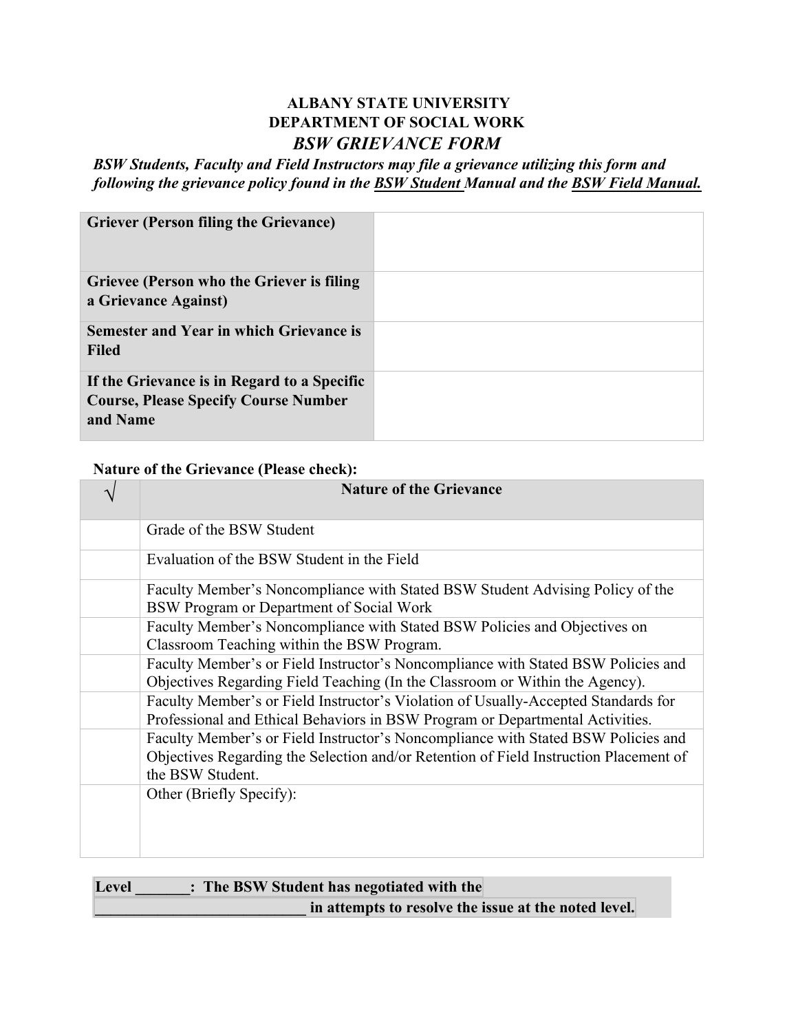**ALBANY STATE UNIVERSITY**
**DEPARTMENT OF SOCIAL WORK**

## *BSW GRIEVANCE FORM*

***BSW Students, Faculty and Field Instructors may file a grievance utilizing this form and following the grievance policy found in the BSW Student Manual and the BSW Field Manual.***

| | |
|---|---|
| **Griever (Person filing the Grievance)** | |
| **Grievee (Person who the Griever is filing a Grievance Against)** | |
| **Semester and Year in which Grievance is Filed** | |
| **If the Grievance is in Regard to a Specific Course, Please Specify Course Number and Name** | |

**Nature of the Grievance (Please check):**

| √ | **Nature of the Grievance** |
|---|---|
| | Grade of the BSW Student |
| | Evaluation of the BSW Student in the Field |
| | Faculty Member's Noncompliance with Stated BSW Student Advising Policy of the BSW Program or Department of Social Work |
| | Faculty Member's Noncompliance with Stated BSW Policies and Objectives on Classroom Teaching within the BSW Program. |
| | Faculty Member's or Field Instructor's Noncompliance with Stated BSW Policies and Objectives Regarding Field Teaching (In the Classroom or Within the Agency). |
| | Faculty Member's or Field Instructor's Violation of Usually-Accepted Standards for Professional and Ethical Behaviors in BSW Program or Departmental Activities. |
| | Faculty Member's or Field Instructor's Noncompliance with Stated BSW Policies and Objectives Regarding the Selection and/or Retention of Field Instruction Placement of the BSW Student. |
| | Other (Briefly Specify): |

**Level _______: The BSW Student has negotiated with the ___________________________ in attempts to resolve the issue at the noted level.**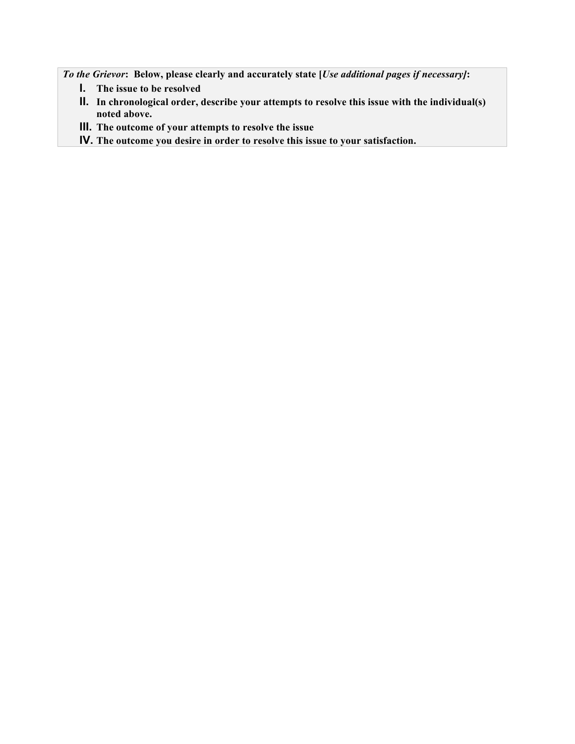***To the Grievor*: Below, please clearly and accurately state [*Use additional pages if necessary]*:**

I. **The issue to be resolved**
II. **In chronological order, describe your attempts to resolve this issue with the individual(s) noted above.**
III. **The outcome of your attempts to resolve the issue**
IV. **The outcome you desire in order to resolve this issue to your satisfaction.**